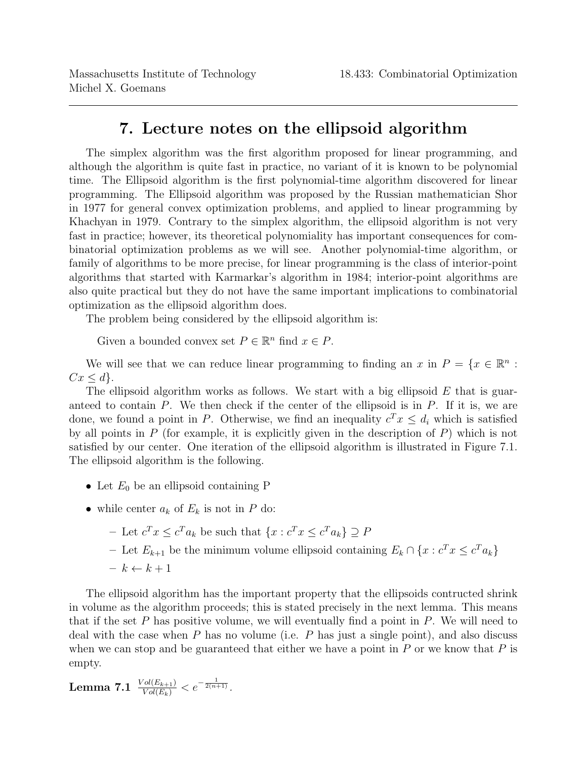# 7. Lecture notes on the ellipsoid algorithm

The simplex algorithm was the first algorithm proposed for linear programming, and although the algorithm is quite fast in practice, no variant of it is known to be polynomial time. The Ellipsoid algorithm is the first polynomial-time algorithm discovered for linear programming. The Ellipsoid algorithm was proposed by the Russian mathematician Shor in 1977 for general convex optimization problems, and applied to linear programming by Khachyan in 1979. Contrary to the simplex algorithm, the ellipsoid algorithm is not very fast in practice; however, its theoretical polynomiality has important consequences for combinatorial optimization problems as we will see. Another polynomial-time algorithm, or family of algorithms to be more precise, for linear programming is the class of interior-point algorithms that started with Karmarkar's algorithm in 1984; interior-point algorithms are also quite practical but they do not have the same important implications to combinatorial optimization as the ellipsoid algorithm does.

The problem being considered by the ellipsoid algorithm is:

Given a bounded convex set $P \in \mathbb{R}^n$ find $x \in P$.

We will see that we can reduce linear programming to finding an $x$ in $P = \{x \in \mathbb{R}^n : Cx \leq d\}$.

The ellipsoid algorithm works as follows. We start with a big ellipsoid $E$ that is guaranteed to contain $P$. We then check if the center of the ellipsoid is in $P$. If it is, we are done, we found a point in $P$. Otherwise, we find an inequality $c^T x \leq d_i$ which is satisfied by all points in $P$ (for example, it is explicitly given in the description of $P$) which is not satisfied by our center. One iteration of the ellipsoid algorithm is illustrated in Figure 7.1. The ellipsoid algorithm is the following.

- Let $E_0$ be an ellipsoid containing P
- while center $a_k$ of $E_k$ is not in $P$ do:
  - Let $c^T x \leq c^T a_k$ be such that $\{x : c^T x \leq c^T a_k\} \supseteq P$
  - Let $E_{k+1}$ be the minimum volume ellipsoid containing $E_k \cap \{x : c^T x \leq c^T a_k\}$
  - $k \leftarrow k + 1$

The ellipsoid algorithm has the important property that the ellipsoids contructed shrink in volume as the algorithm proceeds; this is stated precisely in the next lemma. This means that if the set $P$ has positive volume, we will eventually find a point in $P$. We will need to deal with the case when $P$ has no volume (i.e. $P$ has just a single point), and also discuss when we can stop and be guaranteed that either we have a point in $P$ or we know that $P$ is empty.

**Lemma 7.1** $\frac{Vol(E_{k+1})}{Vol(E_k)} < e^{-\frac{1}{2(n+1)}}$.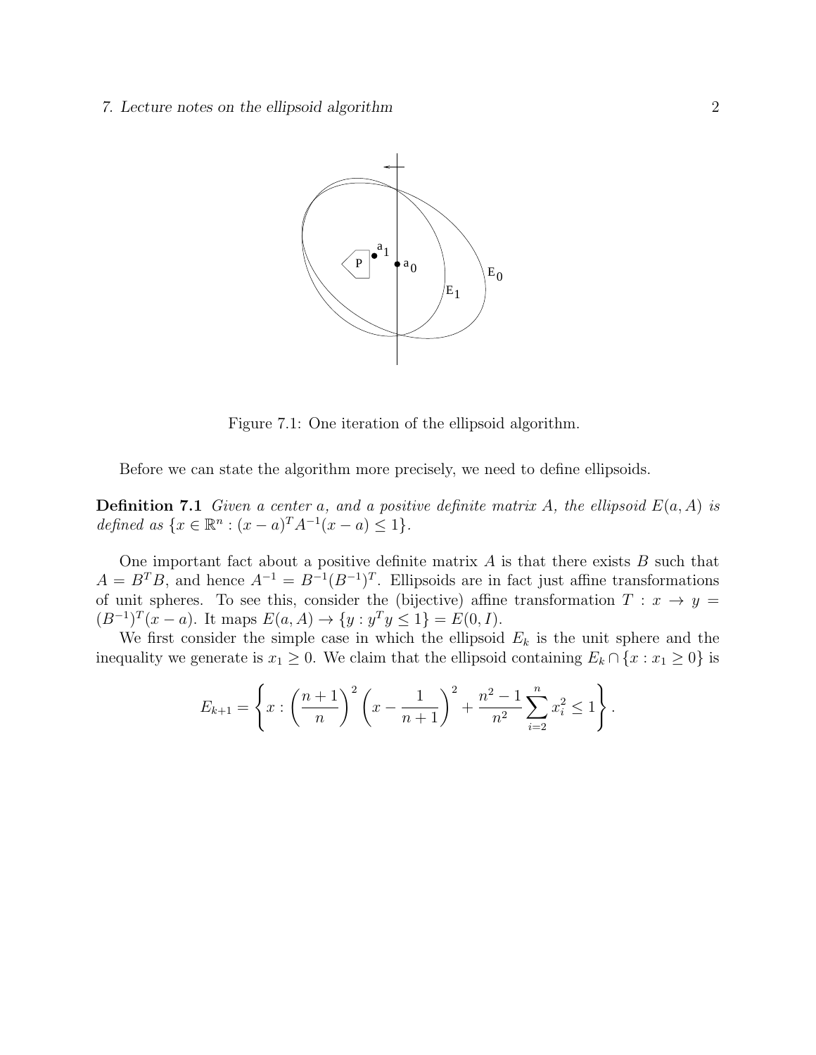Figure 7.1: One iteration of the ellipsoid algorithm.

Before we can state the algorithm more precisely, we need to define ellipsoids.

**Definition 7.1** *Given a center $a$, and a positive definite matrix $A$, the ellipsoid $E(a, A)$ is defined as $\{x \in \mathbb{R}^n : (x - a)^T A^{-1}(x - a) \leq 1\}$.*

One important fact about a positive definite matrix $A$ is that there exists $B$ such that $A = B^T B$, and hence $A^{-1} = B^{-1}(B^{-1})^T$. Ellipsoids are in fact just affine transformations of unit spheres. To see this, consider the (bijective) affine transformation $T : x \to y = (B^{-1})^T(x - a)$. It maps $E(a, A) \to \{y : y^T y \leq 1\} = E(0, I)$.

We first consider the simple case in which the ellipsoid $E_k$ is the unit sphere and the inequality we generate is $x_1 \geq 0$. We claim that the ellipsoid containing $E_k \cap \{x : x_1 \geq 0\}$ is

$$E_{k+1} = \left\{ x : \left(\frac{n+1}{n}\right)^2 \left(x - \frac{1}{n+1}\right)^2 + \frac{n^2 - 1}{n^2} \sum_{i=2}^{n} x_i^2 \leq 1 \right\}.$$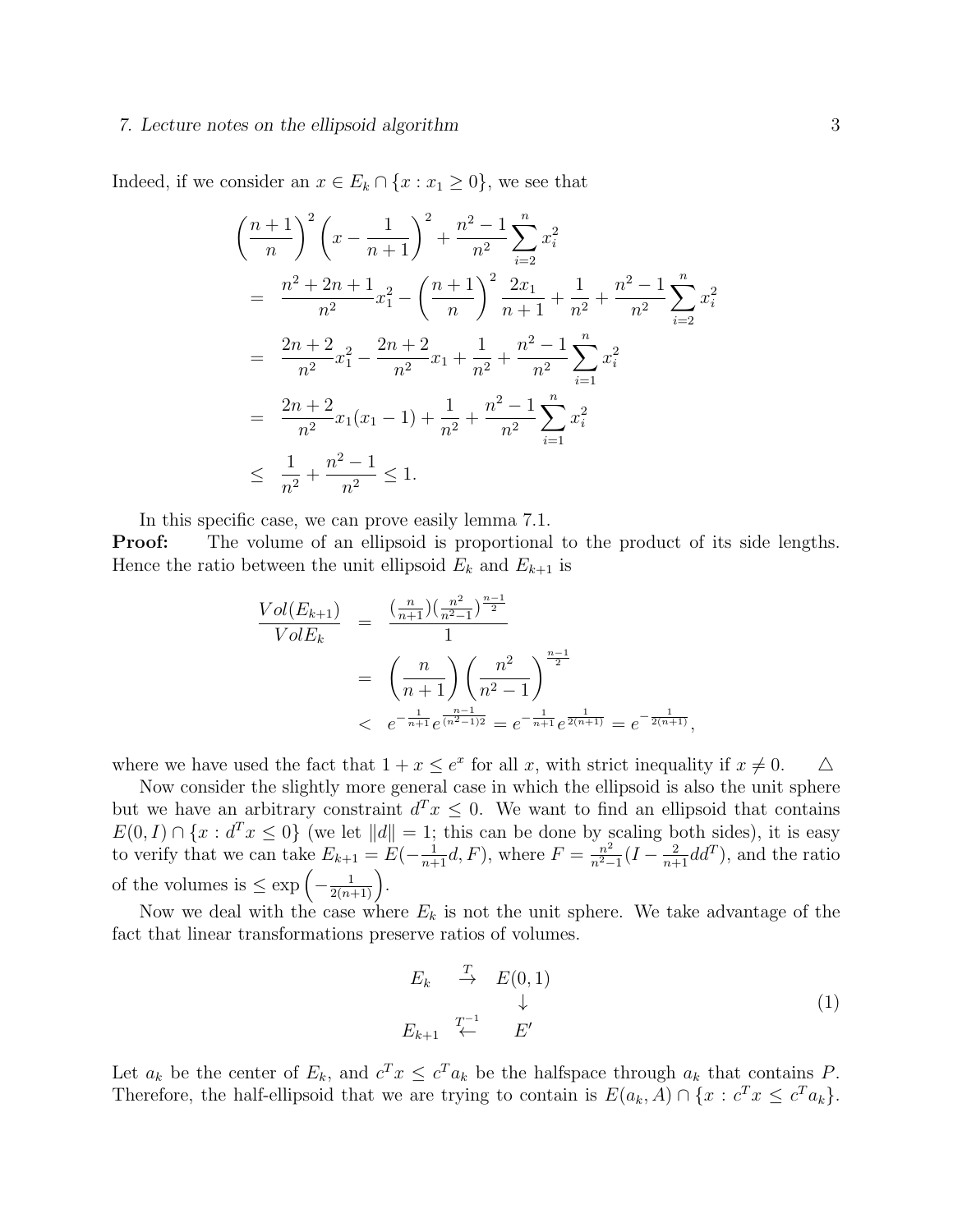Indeed, if we consider an $x \in E_k \cap \{x : x_1 \geq 0\}$, we see that

$$
\begin{aligned}
& \left(\frac{n+1}{n}\right)^2 \left(x - \frac{1}{n+1}\right)^2 + \frac{n^2-1}{n^2} \sum_{i=2}^{n} x_i^2 \\
= \;& \frac{n^2+2n+1}{n^2} x_1^2 - \left(\frac{n+1}{n}\right)^2 \frac{2x_1}{n+1} + \frac{1}{n^2} + \frac{n^2-1}{n^2} \sum_{i=2}^{n} x_i^2 \\
= \;& \frac{2n+2}{n^2} x_1^2 - \frac{2n+2}{n^2} x_1 + \frac{1}{n^2} + \frac{n^2-1}{n^2} \sum_{i=1}^{n} x_i^2 \\
= \;& \frac{2n+2}{n^2} x_1(x_1 - 1) + \frac{1}{n^2} + \frac{n^2-1}{n^2} \sum_{i=1}^{n} x_i^2 \\
\leq \;& \frac{1}{n^2} + \frac{n^2-1}{n^2} \leq 1.
\end{aligned}
$$

In this specific case, we can prove easily lemma 7.1.

**Proof:** The volume of an ellipsoid is proportional to the product of its side lengths. Hence the ratio between the unit ellipsoid $E_k$ and $E_{k+1}$ is

$$
\begin{aligned}
\frac{Vol(E_{k+1})}{Vol E_k} &= \frac{\left(\frac{n}{n+1}\right)\left(\frac{n^2}{n^2-1}\right)^{\frac{n-1}{2}}}{1} \\
&= \left(\frac{n}{n+1}\right)\left(\frac{n^2}{n^2-1}\right)^{\frac{n-1}{2}} \\
&< e^{-\frac{1}{n+1}} e^{\frac{n-1}{(n^2-1)2}} = e^{-\frac{1}{n+1}} e^{\frac{1}{2(n+1)}} = e^{-\frac{1}{2(n+1)}},
\end{aligned}
$$

where we have used the fact that $1 + x \leq e^x$ for all $x$, with strict inequality if $x \neq 0$. $\triangle$

Now consider the slightly more general case in which the ellipsoid is also the unit sphere but we have an arbitrary constraint $d^T x \leq 0$. We want to find an ellipsoid that contains $E(0, I) \cap \{x : d^T x \leq 0\}$ (we let $\|d\| = 1$; this can be done by scaling both sides), it is easy to verify that we can take $E_{k+1} = E(-\frac{1}{n+1}d, F)$, where $F = \frac{n^2}{n^2-1}(I - \frac{2}{n+1}dd^T)$, and the ratio of the volumes is $\leq \exp\left(-\frac{1}{2(n+1)}\right)$.

Now we deal with the case where $E_k$ is not the unit sphere. We take advantage of the fact that linear transformations preserve ratios of volumes.

$$
\begin{array}{ccc}
E_k & \xrightarrow{T} & E(0,1) \\
 & & \downarrow \\
E_{k+1} & \xleftarrow{T^{-1}} & E'
\end{array}
\tag{1}
$$

Let $a_k$ be the center of $E_k$, and $c^T x \leq c^T a_k$ be the halfspace through $a_k$ that contains $P$. Therefore, the half-ellipsoid that we are trying to contain is $E(a_k, A) \cap \{x : c^T x \leq c^T a_k\}$.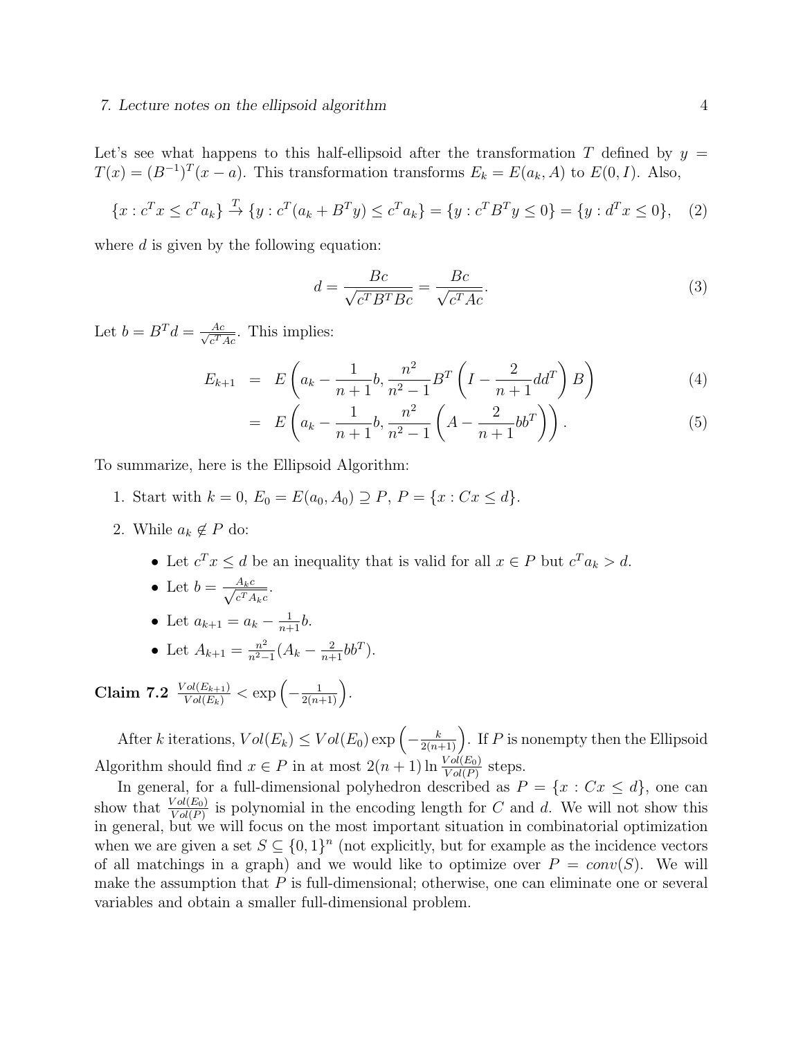Let's see what happens to this half-ellipsoid after the transformation $T$ defined by $y = T(x) = (B^{-1})^T(x - a)$. This transformation transforms $E_k = E(a_k, A)$ to $E(0, I)$. Also,

$$\{x : c^T x \le c^T a_k\} \xrightarrow{T} \{y : c^T(a_k + B^T y) \le c^T a_k\} = \{y : c^T B^T y \le 0\} = \{y : d^T x \le 0\}, \quad (2)$$

where $d$ is given by the following equation:

$$d = \frac{Bc}{\sqrt{c^T B^T B c}} = \frac{Bc}{\sqrt{c^T A c}}. \quad (3)$$

Let $b = B^T d = \frac{Ac}{\sqrt{c^T A c}}$. This implies:

$$E_{k+1} = E\left(a_k - \frac{1}{n+1}b, \frac{n^2}{n^2-1} B^T \left(I - \frac{2}{n+1} d d^T\right) B\right) \quad (4)$$

$$= E\left(a_k - \frac{1}{n+1}b, \frac{n^2}{n^2-1} \left(A - \frac{2}{n+1} b b^T\right)\right). \quad (5)$$

To summarize, here is the Ellipsoid Algorithm:

1. Start with $k = 0$, $E_0 = E(a_0, A_0) \supseteq P$, $P = \{x : Cx \le d\}$.
2. While $a_k \notin P$ do:
   - Let $c^T x \le d$ be an inequality that is valid for all $x \in P$ but $c^T a_k > d$.
   - Let $b = \frac{A_k c}{\sqrt{c^T A_k c}}$.
   - Let $a_{k+1} = a_k - \frac{1}{n+1} b$.
   - Let $A_{k+1} = \frac{n^2}{n^2-1}(A_k - \frac{2}{n+1} b b^T)$.

**Claim 7.2** $\frac{Vol(E_{k+1})}{Vol(E_k)} < \exp\left(-\frac{1}{2(n+1)}\right)$.

After $k$ iterations, $Vol(E_k) \le Vol(E_0) \exp\left(-\frac{k}{2(n+1)}\right)$. If $P$ is nonempty then the Ellipsoid Algorithm should find $x \in P$ in at most $2(n+1) \ln \frac{Vol(E_0)}{Vol(P)}$ steps.

In general, for a full-dimensional polyhedron described as $P = \{x : Cx \le d\}$, one can show that $\frac{Vol(E_0)}{Vol(P)}$ is polynomial in the encoding length for $C$ and $d$. We will not show this in general, but we will focus on the most important situation in combinatorial optimization when we are given a set $S \subseteq \{0, 1\}^n$ (not explicitly, but for example as the incidence vectors of all matchings in a graph) and we would like to optimize over $P = conv(S)$. We will make the assumption that $P$ is full-dimensional; otherwise, one can eliminate one or several variables and obtain a smaller full-dimensional problem.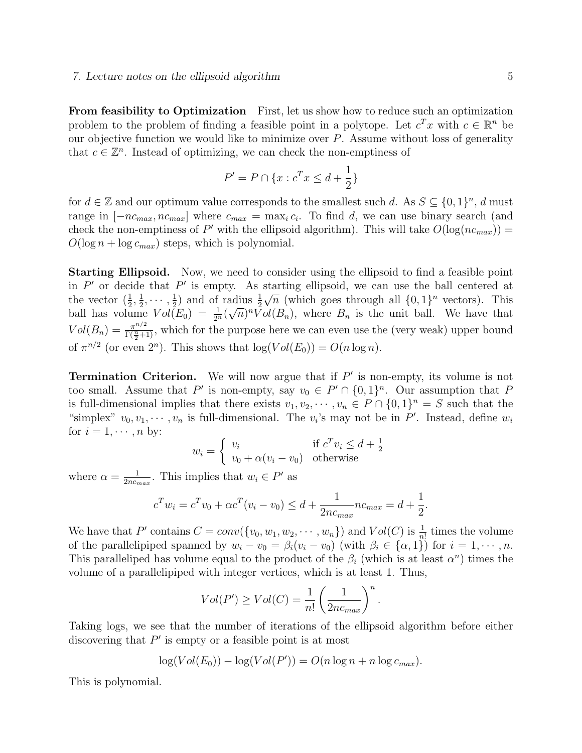**From feasibility to Optimization** First, let us show how to reduce such an optimization problem to the problem of finding a feasible point in a polytope. Let $c^T x$ with $c \in \mathbb{R}^n$ be our objective function we would like to minimize over $P$. Assume without loss of generality that $c \in \mathbb{Z}^n$. Instead of optimizing, we can check the non-emptiness of

$$P' = P \cap \{x : c^T x \leq d + \frac{1}{2}\}$$

for $d \in \mathbb{Z}$ and our optimum value corresponds to the smallest such $d$. As $S \subseteq \{0,1\}^n$, $d$ must range in $[-nc_{max}, nc_{max}]$ where $c_{max} = \max_i c_i$. To find $d$, we can use binary search (and check the non-emptiness of $P'$ with the ellipsoid algorithm). This will take $O(\log(nc_{max})) = O(\log n + \log c_{max})$ steps, which is polynomial.

**Starting Ellipsoid.** Now, we need to consider using the ellipsoid to find a feasible point in $P'$ or decide that $P'$ is empty. As starting ellipsoid, we can use the ball centered at the vector $(\frac{1}{2}, \frac{1}{2}, \cdots, \frac{1}{2})$ and of radius $\frac{1}{2}\sqrt{n}$ (which goes through all $\{0,1\}^n$ vectors). This ball has volume $Vol(E_0) = \frac{1}{2^n}(\sqrt{n})^n Vol(B_n)$, where $B_n$ is the unit ball. We have that $Vol(B_n) = \frac{\pi^{n/2}}{\Gamma(\frac{n}{2}+1)}$, which for the purpose here we can even use the (very weak) upper bound of $\pi^{n/2}$ (or even $2^n$). This shows that $\log(Vol(E_0)) = O(n \log n)$.

**Termination Criterion.** We will now argue that if $P'$ is non-empty, its volume is not too small. Assume that $P'$ is non-empty, say $v_0 \in P' \cap \{0,1\}^n$. Our assumption that $P$ is full-dimensional implies that there exists $v_1, v_2, \cdots, v_n \in P \cap \{0,1\}^n = S$ such that the "simplex" $v_0, v_1, \cdots, v_n$ is full-dimensional. The $v_i$'s may not be in $P'$. Instead, define $w_i$ for $i = 1, \cdots, n$ by:

$$w_i = \begin{cases} v_i & \text{if } c^T v_i \leq d + \frac{1}{2} \\ v_0 + \alpha(v_i - v_0) & \text{otherwise} \end{cases}$$

where $\alpha = \frac{1}{2nc_{max}}$. This implies that $w_i \in P'$ as

$$c^T w_i = c^T v_0 + \alpha c^T (v_i - v_0) \leq d + \frac{1}{2nc_{max}} nc_{max} = d + \frac{1}{2}.$$

We have that $P'$ contains $C = conv(\{v_0, w_1, w_2, \cdots, w_n\})$ and $Vol(C)$ is $\frac{1}{n!}$ times the volume of the parallelipiped spanned by $w_i - v_0 = \beta_i(v_i - v_0)$ (with $\beta_i \in \{\alpha, 1\}$) for $i = 1, \cdots, n$. This paralleliped has volume equal to the product of the $\beta_i$ (which is at least $\alpha^n$) times the volume of a parallelipiped with integer vertices, which is at least 1. Thus,

$$Vol(P') \geq Vol(C) = \frac{1}{n!} \left( \frac{1}{2nc_{max}} \right)^n.$$

Taking logs, we see that the number of iterations of the ellipsoid algorithm before either discovering that $P'$ is empty or a feasible point is at most

$$\log(Vol(E_0)) - \log(Vol(P')) = O(n \log n + n \log c_{max}).$$

This is polynomial.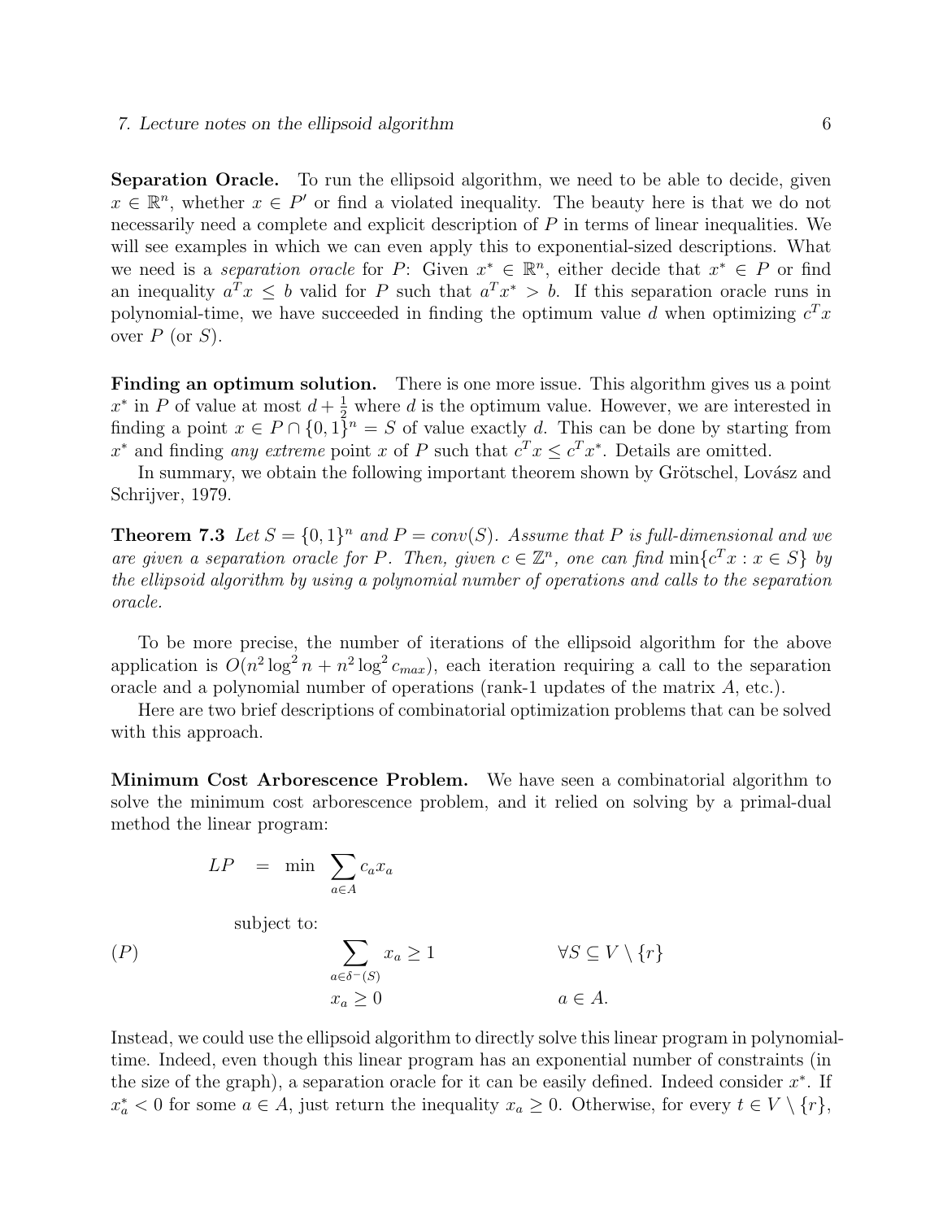**Separation Oracle.** To run the ellipsoid algorithm, we need to be able to decide, given $x \in \mathbb{R}^n$, whether $x \in P'$ or find a violated inequality. The beauty here is that we do not necessarily need a complete and explicit description of $P$ in terms of linear inequalities. We will see examples in which we can even apply this to exponential-sized descriptions. What we need is a *separation oracle* for $P$: Given $x^* \in \mathbb{R}^n$, either decide that $x^* \in P$ or find an inequality $a^T x \leq b$ valid for $P$ such that $a^T x^* > b$. If this separation oracle runs in polynomial-time, we have succeeded in finding the optimum value $d$ when optimizing $c^T x$ over $P$ (or $S$).

**Finding an optimum solution.** There is one more issue. This algorithm gives us a point $x^*$ in $P$ of value at most $d + \frac{1}{2}$ where $d$ is the optimum value. However, we are interested in finding a point $x \in P \cap \{0,1\}^n = S$ of value exactly $d$. This can be done by starting from $x^*$ and finding *any extreme* point $x$ of $P$ such that $c^T x \leq c^T x^*$. Details are omitted.

In summary, we obtain the following important theorem shown by Grötschel, Lovász and Schrijver, 1979.

**Theorem 7.3** *Let $S = \{0,1\}^n$ and $P = conv(S)$. Assume that $P$ is full-dimensional and we are given a separation oracle for $P$. Then, given $c \in \mathbb{Z}^n$, one can find $\min\{c^T x : x \in S\}$ by the ellipsoid algorithm by using a polynomial number of operations and calls to the separation oracle.*

To be more precise, the number of iterations of the ellipsoid algorithm for the above application is $O(n^2 \log^2 n + n^2 \log^2 c_{max})$, each iteration requiring a call to the separation oracle and a polynomial number of operations (rank-1 updates of the matrix $A$, etc.).

Here are two brief descriptions of combinatorial optimization problems that can be solved with this approach.

**Minimum Cost Arborescence Problem.** We have seen a combinatorial algorithm to solve the minimum cost arborescence problem, and it relied on solving by a primal-dual method the linear program:

$$
(P) \qquad
\begin{aligned}
LP \quad = \quad \min \; & \sum_{a \in A} c_a x_a \\
\text{subject to:} \; & \\
& \sum_{a \in \delta^-(S)} x_a \geq 1 \qquad && \forall S \subseteq V \setminus \{r\} \\
& x_a \geq 0 && a \in A.
\end{aligned}
$$

Instead, we could use the ellipsoid algorithm to directly solve this linear program in polynomial-time. Indeed, even though this linear program has an exponential number of constraints (in the size of the graph), a separation oracle for it can be easily defined. Indeed consider $x^*$. If $x^*_a < 0$ for some $a \in A$, just return the inequality $x_a \geq 0$. Otherwise, for every $t \in V \setminus \{r\}$,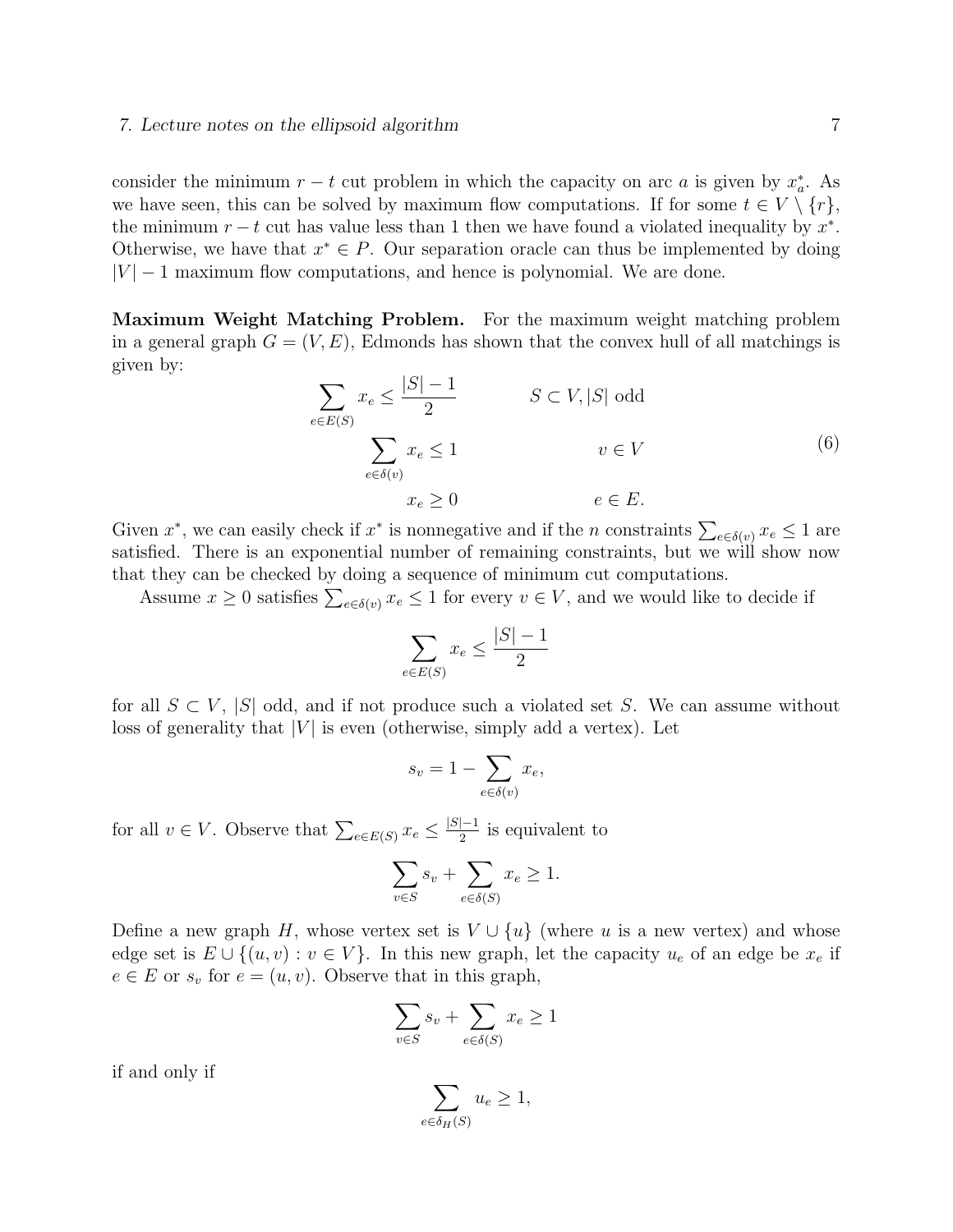consider the minimum $r-t$ cut problem in which the capacity on arc $a$ is given by $x^*_a$. As we have seen, this can be solved by maximum flow computations. If for some $t \in V \setminus \{r\}$, the minimum $r-t$ cut has value less than 1 then we have found a violated inequality by $x^*$. Otherwise, we have that $x^* \in P$. Our separation oracle can thus be implemented by doing $|V|-1$ maximum flow computations, and hence is polynomial. We are done.

**Maximum Weight Matching Problem.** For the maximum weight matching problem in a general graph $G=(V,E)$, Edmonds has shown that the convex hull of all matchings is given by:

$$
\begin{aligned}
\sum_{e\in E(S)} x_e &\leq \frac{|S|-1}{2} && S \subset V, |S| \text{ odd} \\
\sum_{e\in \delta(v)} x_e &\leq 1 && v \in V \\
x_e &\geq 0 && e \in E.
\end{aligned}
\tag{6}
$$

Given $x^*$, we can easily check if $x^*$ is nonnegative and if the $n$ constraints $\sum_{e\in\delta(v)} x_e \leq 1$ are satisfied. There is an exponential number of remaining constraints, but we will show now that they can be checked by doing a sequence of minimum cut computations.

Assume $x \geq 0$ satisfies $\sum_{e\in\delta(v)} x_e \leq 1$ for every $v \in V$, and we would like to decide if

$$\sum_{e\in E(S)} x_e \leq \frac{|S|-1}{2}$$

for all $S \subset V$, $|S|$ odd, and if not produce such a violated set $S$. We can assume without loss of generality that $|V|$ is even (otherwise, simply add a vertex). Let

$$s_v = 1 - \sum_{e\in\delta(v)} x_e,$$

for all $v \in V$. Observe that $\sum_{e\in E(S)} x_e \leq \frac{|S|-1}{2}$ is equivalent to

$$\sum_{v\in S} s_v + \sum_{e\in\delta(S)} x_e \geq 1.$$

Define a new graph $H$, whose vertex set is $V \cup \{u\}$ (where $u$ is a new vertex) and whose edge set is $E \cup \{(u,v) : v \in V\}$. In this new graph, let the capacity $u_e$ of an edge be $x_e$ if $e \in E$ or $s_v$ for $e=(u,v)$. Observe that in this graph,

$$\sum_{v\in S} s_v + \sum_{e\in\delta(S)} x_e \geq 1$$

if and only if

$$\sum_{e\in\delta_H(S)} u_e \geq 1,$$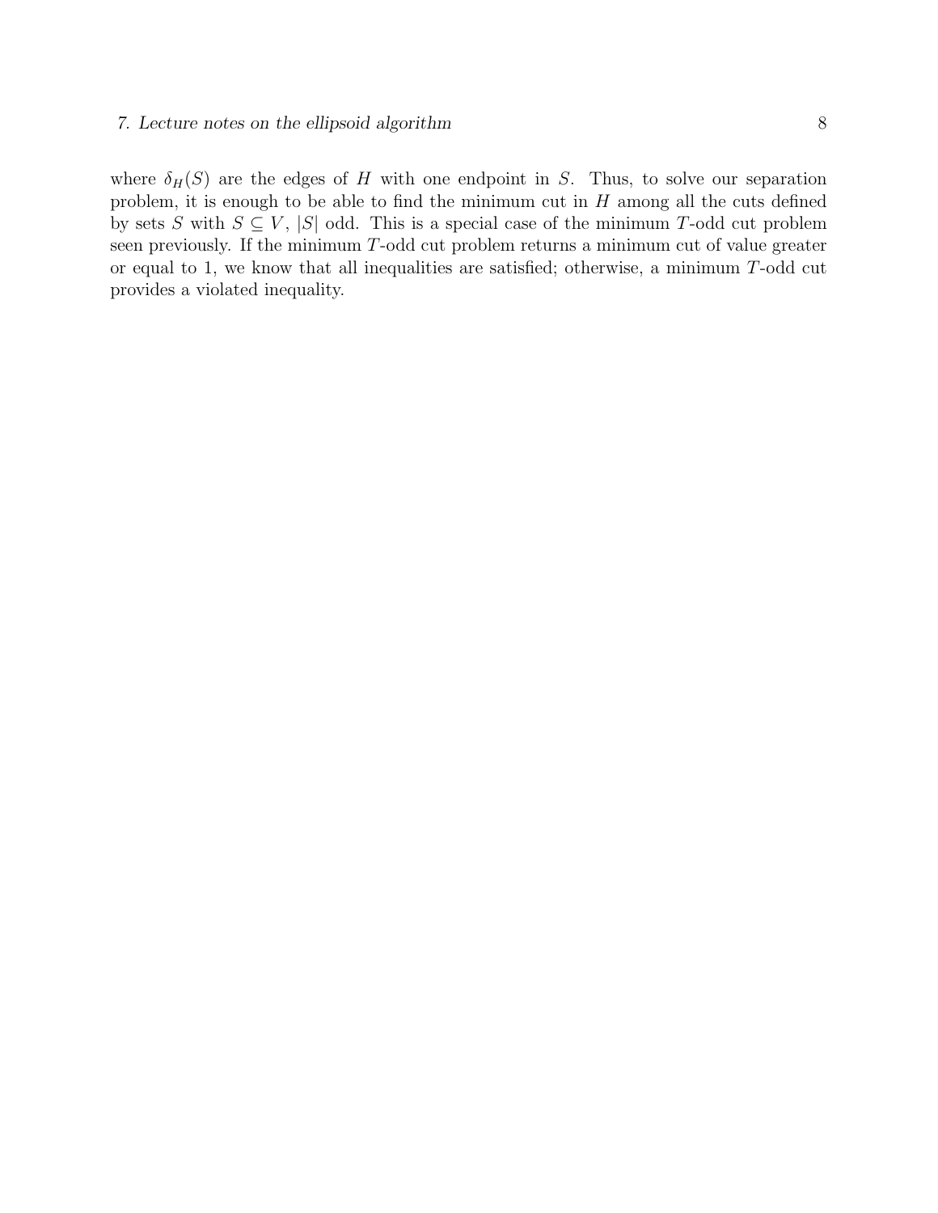where $\delta_H(S)$ are the edges of $H$ with one endpoint in $S$. Thus, to solve our separation problem, it is enough to be able to find the minimum cut in $H$ among all the cuts defined by sets $S$ with $S \subseteq V$, $|S|$ odd. This is a special case of the minimum $T$-odd cut problem seen previously. If the minimum $T$-odd cut problem returns a minimum cut of value greater or equal to 1, we know that all inequalities are satisfied; otherwise, a minimum $T$-odd cut provides a violated inequality.